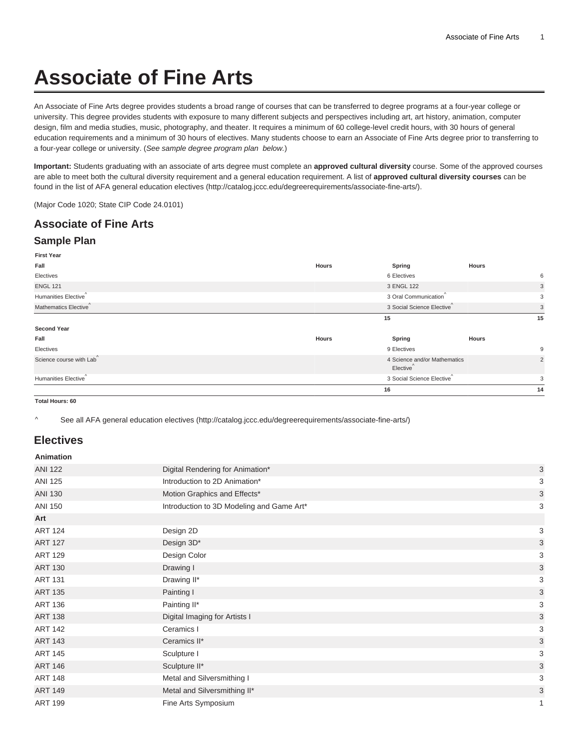# Associate of Fine Arts

An Associate of Fine Arts degree provides students a broad range of courses that can be transferred to degree programs at a four-year college or university. This degree provides students with exposure to many different subjects and perspectives including art, art history, animation, computer design, film and media studies, music, photography, and theater. It requires a minimum of 60 college-level credit hours, with 30 hours of general education requirements and a minimum of 30 hours of electives. Many students choose to earn an Associate of Fine Arts degree prior to transferring to a four-year college or university. (*See sample degree program plan below.*)

**Important:** Students graduating with an associate of arts degree must complete an **approved cultural diversity** course. Some of the approved courses are able to meet both the cultural diversity requirement and a general education requirement. A list of **approved cultural diversity courses** can be found in the list of AFA general education electives (http://catalog.jccc.edu/degreerequirements/associate-fine-arts/).

(Major Code 1020; State CIP Code 24.0101)

## Associate of Fine Arts

### Sample Plan

| First Year | | | |
|---|---|---|---|
| **Fall** | **Hours** | **Spring** | **Hours** |
| Electives | 6 | Electives | 6 |
| ENGL 121 | 3 | ENGL 122 | 3 |
| Humanities Elective^ | 3 | Oral Communication^ | 3 |
| Mathematics Elective^ | 3 | Social Science Elective^ | 3 |
| | **15** | | **15** |
| **Second Year** | | | |
| **Fall** | **Hours** | **Spring** | **Hours** |
| Electives | 9 | Electives | 9 |
| Science course with Lab^ | 4 | Science and/or Mathematics Elective^ | 2 |
| Humanities Elective^ | 3 | Social Science Elective^ | 3 |
| | **16** | | **14** |
| **Total Hours: 60** | | | |

^ See all AFA general education electives (http://catalog.jccc.edu/degreerequirements/associate-fine-arts/)

## Electives

| Course | Title | Hours |
|---|---|---|
| **Animation** | | |
| ANI 122 | Digital Rendering for Animation* | 3 |
| ANI 125 | Introduction to 2D Animation* | 3 |
| ANI 130 | Motion Graphics and Effects* | 3 |
| ANI 150 | Introduction to 3D Modeling and Game Art* | 3 |
| **Art** | | |
| ART 124 | Design 2D | 3 |
| ART 127 | Design 3D* | 3 |
| ART 129 | Design Color | 3 |
| ART 130 | Drawing I | 3 |
| ART 131 | Drawing II* | 3 |
| ART 135 | Painting I | 3 |
| ART 136 | Painting II* | 3 |
| ART 138 | Digital Imaging for Artists I | 3 |
| ART 142 | Ceramics I | 3 |
| ART 143 | Ceramics II* | 3 |
| ART 145 | Sculpture I | 3 |
| ART 146 | Sculpture II* | 3 |
| ART 148 | Metal and Silversmithing I | 3 |
| ART 149 | Metal and Silversmithing II* | 3 |
| ART 199 | Fine Arts Symposium | 1 |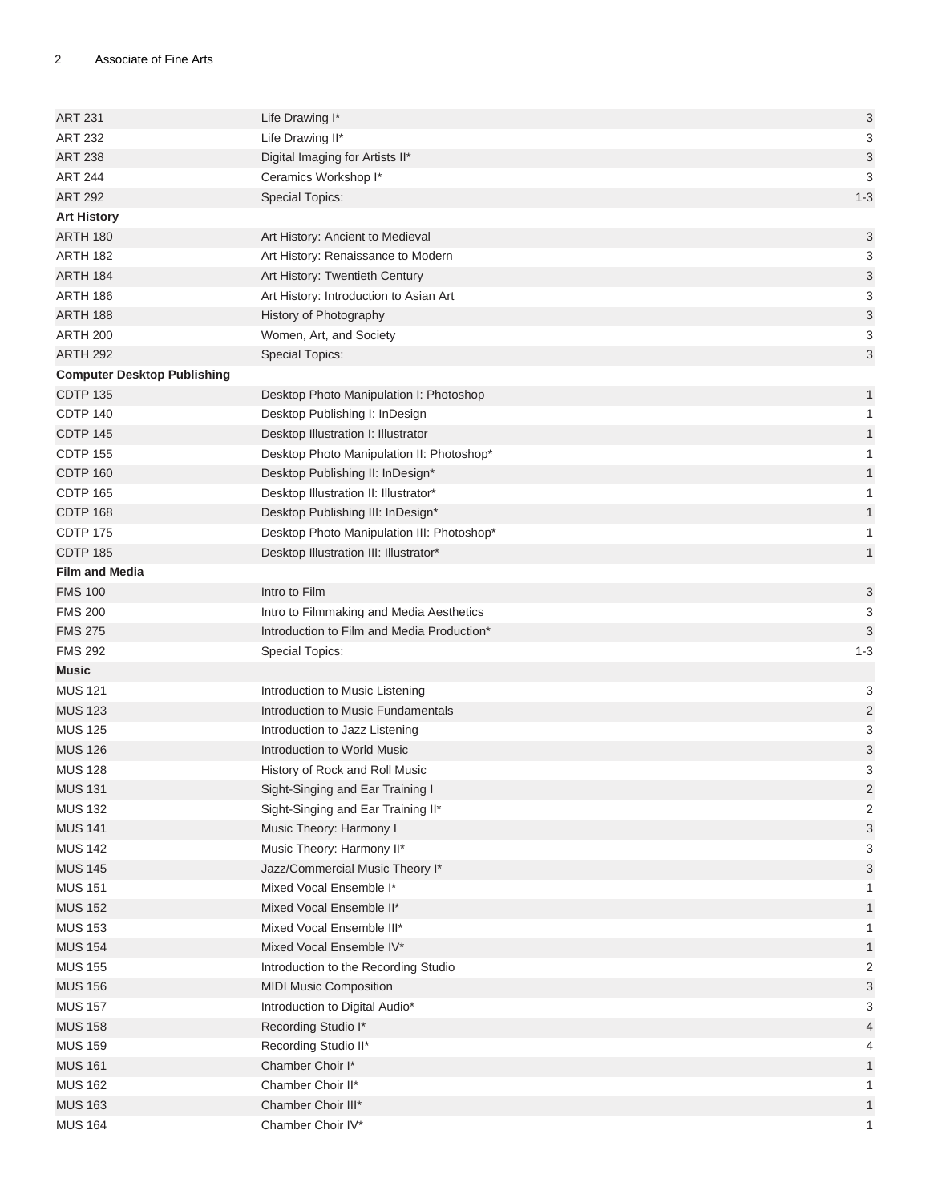| | | |
|---|---|---|
| ART 231 | Life Drawing I* | 3 |
| ART 232 | Life Drawing II* | 3 |
| ART 238 | Digital Imaging for Artists II* | 3 |
| ART 244 | Ceramics Workshop I* | 3 |
| ART 292 | Special Topics: | 1-3 |
| **Art History** | | |
| ARTH 180 | Art History: Ancient to Medieval | 3 |
| ARTH 182 | Art History: Renaissance to Modern | 3 |
| ARTH 184 | Art History: Twentieth Century | 3 |
| ARTH 186 | Art History: Introduction to Asian Art | 3 |
| ARTH 188 | History of Photography | 3 |
| ARTH 200 | Women, Art, and Society | 3 |
| ARTH 292 | Special Topics: | 3 |
| **Computer Desktop Publishing** | | |
| CDTP 135 | Desktop Photo Manipulation I: Photoshop | 1 |
| CDTP 140 | Desktop Publishing I: InDesign | 1 |
| CDTP 145 | Desktop Illustration I: Illustrator | 1 |
| CDTP 155 | Desktop Photo Manipulation II: Photoshop* | 1 |
| CDTP 160 | Desktop Publishing II: InDesign* | 1 |
| CDTP 165 | Desktop Illustration II: Illustrator* | 1 |
| CDTP 168 | Desktop Publishing III: InDesign* | 1 |
| CDTP 175 | Desktop Photo Manipulation III: Photoshop* | 1 |
| CDTP 185 | Desktop Illustration III: Illustrator* | 1 |
| **Film and Media** | | |
| FMS 100 | Intro to Film | 3 |
| FMS 200 | Intro to Filmmaking and Media Aesthetics | 3 |
| FMS 275 | Introduction to Film and Media Production* | 3 |
| FMS 292 | Special Topics: | 1-3 |
| **Music** | | |
| MUS 121 | Introduction to Music Listening | 3 |
| MUS 123 | Introduction to Music Fundamentals | 2 |
| MUS 125 | Introduction to Jazz Listening | 3 |
| MUS 126 | Introduction to World Music | 3 |
| MUS 128 | History of Rock and Roll Music | 3 |
| MUS 131 | Sight-Singing and Ear Training I | 2 |
| MUS 132 | Sight-Singing and Ear Training II* | 2 |
| MUS 141 | Music Theory: Harmony I | 3 |
| MUS 142 | Music Theory: Harmony II* | 3 |
| MUS 145 | Jazz/Commercial Music Theory I* | 3 |
| MUS 151 | Mixed Vocal Ensemble I* | 1 |
| MUS 152 | Mixed Vocal Ensemble II* | 1 |
| MUS 153 | Mixed Vocal Ensemble III* | 1 |
| MUS 154 | Mixed Vocal Ensemble IV* | 1 |
| MUS 155 | Introduction to the Recording Studio | 2 |
| MUS 156 | MIDI Music Composition | 3 |
| MUS 157 | Introduction to Digital Audio* | 3 |
| MUS 158 | Recording Studio I* | 4 |
| MUS 159 | Recording Studio II* | 4 |
| MUS 161 | Chamber Choir I* | 1 |
| MUS 162 | Chamber Choir II* | 1 |
| MUS 163 | Chamber Choir III* | 1 |
| MUS 164 | Chamber Choir IV* | 1 |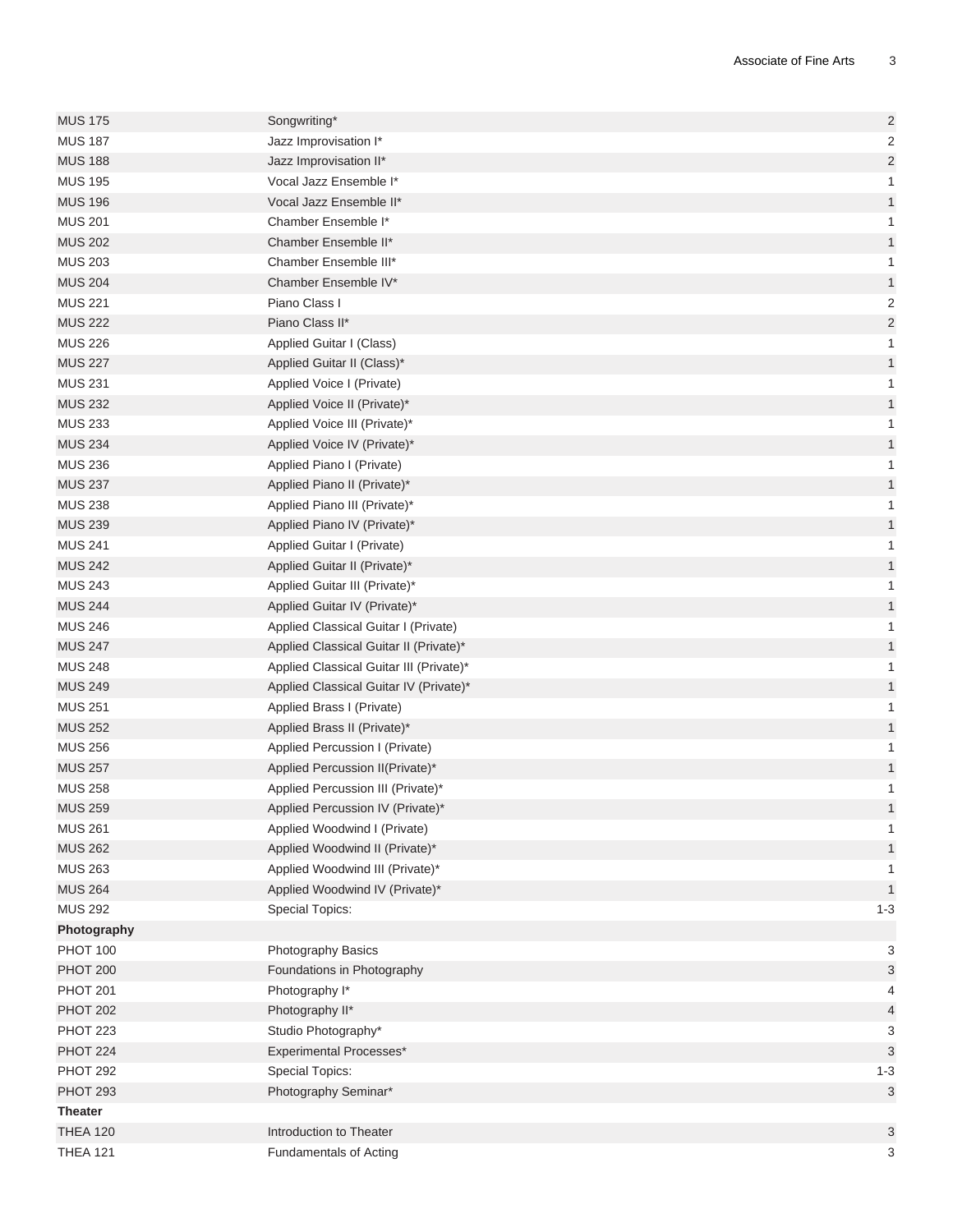| | | |
|---|---|---|
| MUS 175 | Songwriting* | 2 |
| MUS 187 | Jazz Improvisation I* | 2 |
| MUS 188 | Jazz Improvisation II* | 2 |
| MUS 195 | Vocal Jazz Ensemble I* | 1 |
| MUS 196 | Vocal Jazz Ensemble II* | 1 |
| MUS 201 | Chamber Ensemble I* | 1 |
| MUS 202 | Chamber Ensemble II* | 1 |
| MUS 203 | Chamber Ensemble III* | 1 |
| MUS 204 | Chamber Ensemble IV* | 1 |
| MUS 221 | Piano Class I | 2 |
| MUS 222 | Piano Class II* | 2 |
| MUS 226 | Applied Guitar I (Class) | 1 |
| MUS 227 | Applied Guitar II (Class)* | 1 |
| MUS 231 | Applied Voice I (Private) | 1 |
| MUS 232 | Applied Voice II (Private)* | 1 |
| MUS 233 | Applied Voice III (Private)* | 1 |
| MUS 234 | Applied Voice IV (Private)* | 1 |
| MUS 236 | Applied Piano I (Private) | 1 |
| MUS 237 | Applied Piano II (Private)* | 1 |
| MUS 238 | Applied Piano III (Private)* | 1 |
| MUS 239 | Applied Piano IV (Private)* | 1 |
| MUS 241 | Applied Guitar I (Private) | 1 |
| MUS 242 | Applied Guitar II (Private)* | 1 |
| MUS 243 | Applied Guitar III (Private)* | 1 |
| MUS 244 | Applied Guitar IV (Private)* | 1 |
| MUS 246 | Applied Classical Guitar I (Private) | 1 |
| MUS 247 | Applied Classical Guitar II (Private)* | 1 |
| MUS 248 | Applied Classical Guitar III (Private)* | 1 |
| MUS 249 | Applied Classical Guitar IV (Private)* | 1 |
| MUS 251 | Applied Brass I (Private) | 1 |
| MUS 252 | Applied Brass II (Private)* | 1 |
| MUS 256 | Applied Percussion I (Private) | 1 |
| MUS 257 | Applied Percussion II(Private)* | 1 |
| MUS 258 | Applied Percussion III (Private)* | 1 |
| MUS 259 | Applied Percussion IV (Private)* | 1 |
| MUS 261 | Applied Woodwind I (Private) | 1 |
| MUS 262 | Applied Woodwind II (Private)* | 1 |
| MUS 263 | Applied Woodwind III (Private)* | 1 |
| MUS 264 | Applied Woodwind IV (Private)* | 1 |
| MUS 292 | Special Topics: | 1-3 |
| **Photography** | | |
| PHOT 100 | Photography Basics | 3 |
| PHOT 200 | Foundations in Photography | 3 |
| PHOT 201 | Photography I* | 4 |
| PHOT 202 | Photography II* | 4 |
| PHOT 223 | Studio Photography* | 3 |
| PHOT 224 | Experimental Processes* | 3 |
| PHOT 292 | Special Topics: | 1-3 |
| PHOT 293 | Photography Seminar* | 3 |
| **Theater** | | |
| THEA 120 | Introduction to Theater | 3 |
| THEA 121 | Fundamentals of Acting | 3 |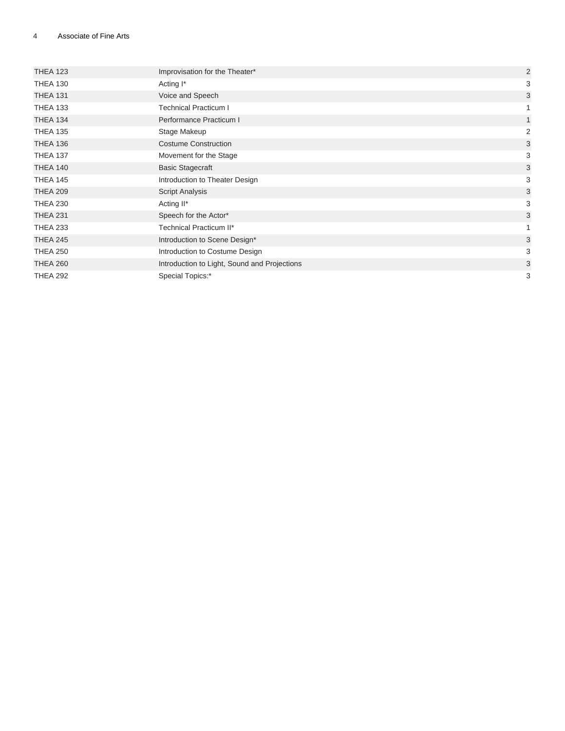| | | |
|---|---|---|
| THEA 123 | Improvisation for the Theater* | 2 |
| THEA 130 | Acting I* | 3 |
| THEA 131 | Voice and Speech | 3 |
| THEA 133 | Technical Practicum I | 1 |
| THEA 134 | Performance Practicum I | 1 |
| THEA 135 | Stage Makeup | 2 |
| THEA 136 | Costume Construction | 3 |
| THEA 137 | Movement for the Stage | 3 |
| THEA 140 | Basic Stagecraft | 3 |
| THEA 145 | Introduction to Theater Design | 3 |
| THEA 209 | Script Analysis | 3 |
| THEA 230 | Acting II* | 3 |
| THEA 231 | Speech for the Actor* | 3 |
| THEA 233 | Technical Practicum II* | 1 |
| THEA 245 | Introduction to Scene Design* | 3 |
| THEA 250 | Introduction to Costume Design | 3 |
| THEA 260 | Introduction to Light, Sound and Projections | 3 |
| THEA 292 | Special Topics:* | 3 |